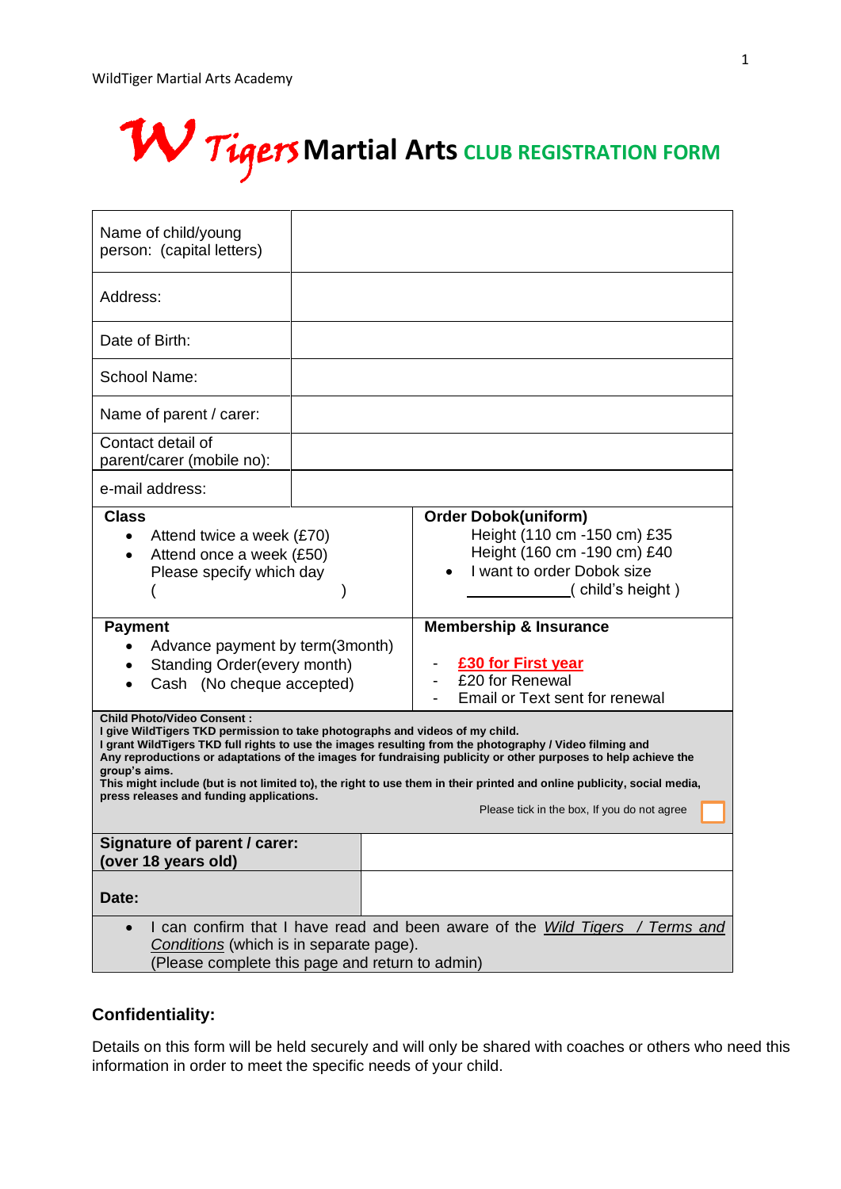# W Tigers Martial Arts CLUB REGISTRATION FORM

| | |
|---|---|
| Name of child/young person: (capital letters) | |
| Address: | |
| Date of Birth: | |
| School Name: | |
| Name of parent / carer: | |
| Contact detail of parent/carer (mobile no): | |
| e-mail address: | |

| | |
|---|---|
| **Class**<br>• Attend twice a week (£70)<br>• Attend once a week (£50)<br>Please specify which day<br>( ) | **Order Dobok(uniform)**<br>Height (110 cm -150 cm) £35<br>Height (160 cm -190 cm) £40<br>• I want to order Dobok size<br>\_\_\_\_\_\_\_\_\_\_\_\_( child's height ) |
| **Payment**<br>• Advance payment by term(3month)<br>• Standing Order(every month)<br>• Cash (No cheque accepted) | **Membership & Insurance**<br>- **£30 for First year**<br>- £20 for Renewal<br>- Email or Text sent for renewal |

**Child Photo/Video Consent :**
**I give WildTigers TKD permission to take photographs and videos of my child.**
**I grant WildTigers TKD full rights to use the images resulting from the photography / Video filming and Any reproductions or adaptations of the images for fundraising publicity or other purposes to help achieve the group's aims.**
**This might include (but is not limited to), the right to use them in their printed and online publicity, social media, press releases and funding applications.**

Please tick in the box, If you do not agree ☐

| | |
|---|---|
| **Signature of parent / carer: (over 18 years old)** | |
| **Date:** | |

- I can confirm that I have read and been aware of the *Wild Tigers / Terms and Conditions* (which is in separate page).
  (Please complete this page and return to admin)

### Confidentiality:

Details on this form will be held securely and will only be shared with coaches or others who need this information in order to meet the specific needs of your child.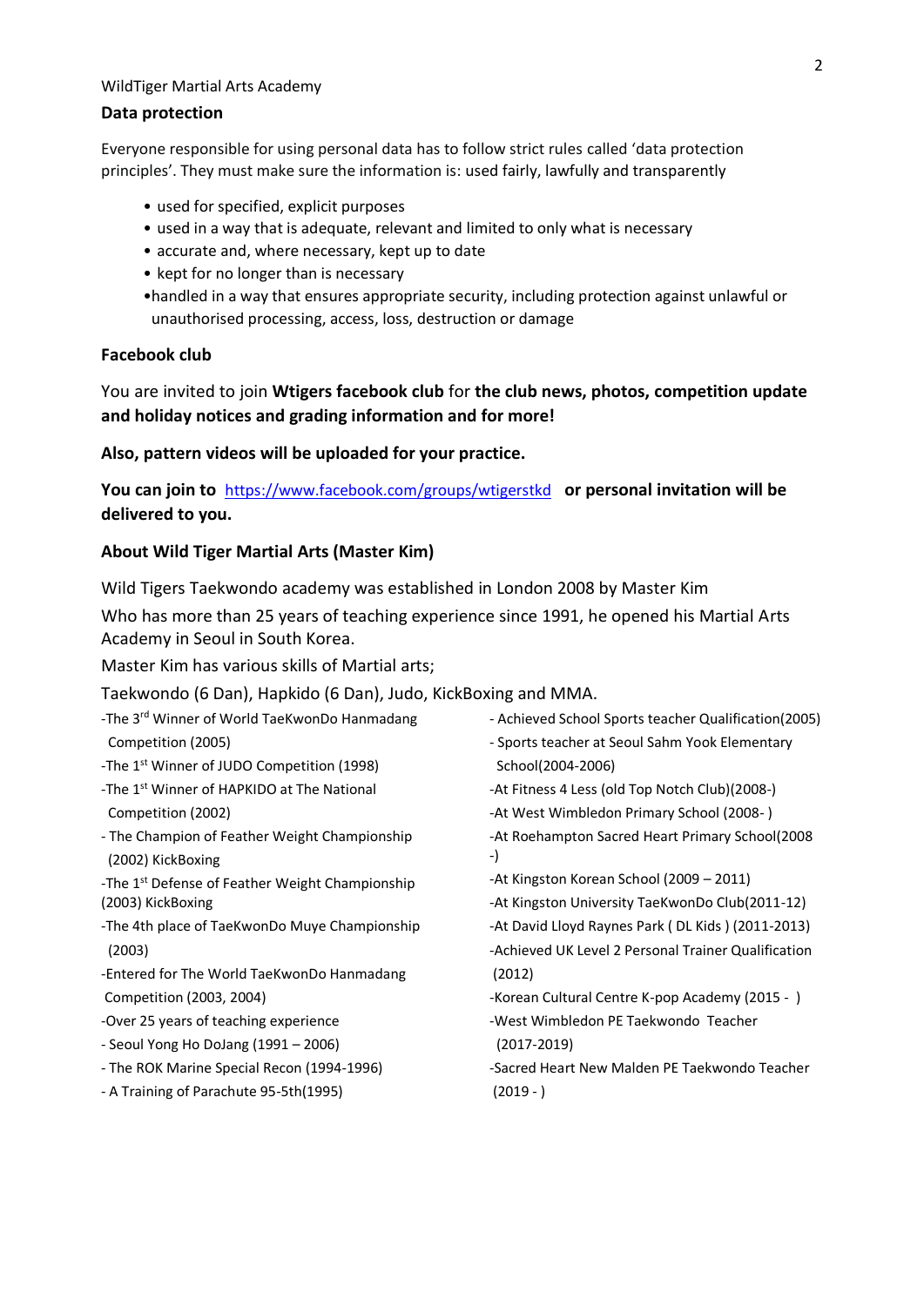WildTiger Martial Arts Academy

**Data protection**

Everyone responsible for using personal data has to follow strict rules called 'data protection principles'. They must make sure the information is: used fairly, lawfully and transparently

- used for specified, explicit purposes
- used in a way that is adequate, relevant and limited to only what is necessary
- accurate and, where necessary, kept up to date
- kept for no longer than is necessary
- handled in a way that ensures appropriate security, including protection against unlawful or unauthorised processing, access, loss, destruction or damage

**Facebook club**

You are invited to join **Wtigers facebook club** for **the club news, photos, competition update and holiday notices and grading information and for more!**

**Also, pattern videos will be uploaded for your practice.**

**You can join to** https://www.facebook.com/groups/wtigerstkd **or personal invitation will be delivered to you.**

**About Wild Tiger Martial Arts (Master Kim)**

Wild Tigers Taekwondo academy was established in London 2008 by Master Kim

Who has more than 25 years of teaching experience since 1991, he opened his Martial Arts Academy in Seoul in South Korea.

Master Kim has various skills of Martial arts;

Taekwondo (6 Dan), Hapkido (6 Dan), Judo, KickBoxing and MMA.

-The 3rd Winner of World TaeKwonDo Hanmadang Competition (2005)
-The 1st Winner of JUDO Competition (1998)
-The 1st Winner of HAPKIDO at The National Competition (2002)
- The Champion of Feather Weight Championship (2002) KickBoxing
-The 1st Defense of Feather Weight Championship (2003) KickBoxing
-The 4th place of TaeKwonDo Muye Championship (2003)
-Entered for The World TaeKwonDo Hanmadang Competition (2003, 2004)
-Over 25 years of teaching experience
- Seoul Yong Ho DoJang (1991 – 2006)
- The ROK Marine Special Recon (1994-1996)
- A Training of Parachute 95-5th(1995)
- Achieved School Sports teacher Qualification(2005)
- Sports teacher at Seoul Sahm Yook Elementary School(2004-2006)
-At Fitness 4 Less (old Top Notch Club)(2008-)
-At West Wimbledon Primary School (2008- )
-At Roehampton Sacred Heart Primary School(2008 -)
-At Kingston Korean School (2009 – 2011)
-At Kingston University TaeKwonDo Club(2011-12)
-At David Lloyd Raynes Park ( DL Kids ) (2011-2013)
-Achieved UK Level 2 Personal Trainer Qualification (2012)
-Korean Cultural Centre K-pop Academy (2015 - )
-West Wimbledon PE Taekwondo Teacher (2017-2019)
-Sacred Heart New Malden PE Taekwondo Teacher (2019 - )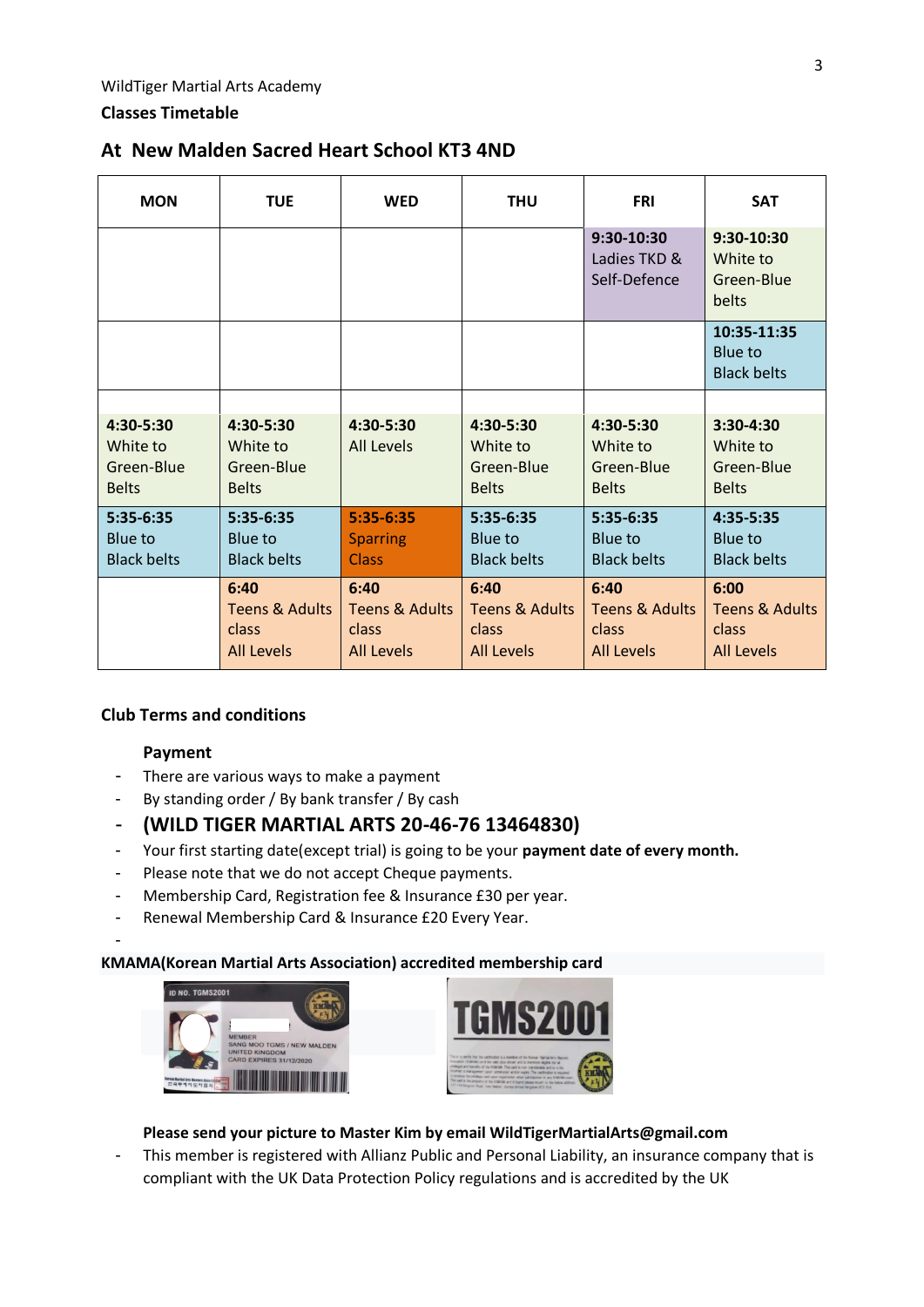WildTiger Martial Arts Academy

**Classes Timetable**

## At New Malden Sacred Heart School KT3 4ND

| MON | TUE | WED | THU | FRI | SAT |
|---|---|---|---|---|---|
| | | | | **9:30-10:30** Ladies TKD & Self-Defence | **9:30-10:30** White to Green-Blue belts |
| | | | | | **10:35-11:35** Blue to Black belts |
| | | | | | |
| **4:30-5:30** White to Green-Blue Belts | **4:30-5:30** White to Green-Blue Belts | **4:30-5:30** All Levels | **4:30-5:30** White to Green-Blue Belts | **4:30-5:30** White to Green-Blue Belts | **3:30-4:30** White to Green-Blue Belts |
| **5:35-6:35** Blue to Black belts | **5:35-6:35** Blue to Black belts | **5:35-6:35** Sparring Class | **5:35-6:35** Blue to Black belts | **5:35-6:35** Blue to Black belts | **4:35-5:35** Blue to Black belts |
| | **6:40** Teens & Adults class All Levels | **6:40** Teens & Adults class All Levels | **6:40** Teens & Adults class All Levels | **6:40** Teens & Adults class All Levels | **6:00** Teens & Adults class All Levels |

**Club Terms and conditions**

**Payment**

- There are various ways to make a payment
- By standing order / By bank transfer / By cash
- **(WILD TIGER MARTIAL ARTS 20-46-76 13464830)**
- Your first starting date(except trial) is going to be your **payment date of every month.**
- Please note that we do not accept Cheque payments.
- Membership Card, Registration fee & Insurance £30 per year.
- Renewal Membership Card & Insurance £20 Every Year.
-

**KMAMA(Korean Martial Arts Association) accredited membership card**

**Please send your picture to Master Kim by email WildTigerMartialArts@gmail.com**

- This member is registered with Allianz Public and Personal Liability, an insurance company that is compliant with the UK Data Protection Policy regulations and is accredited by the UK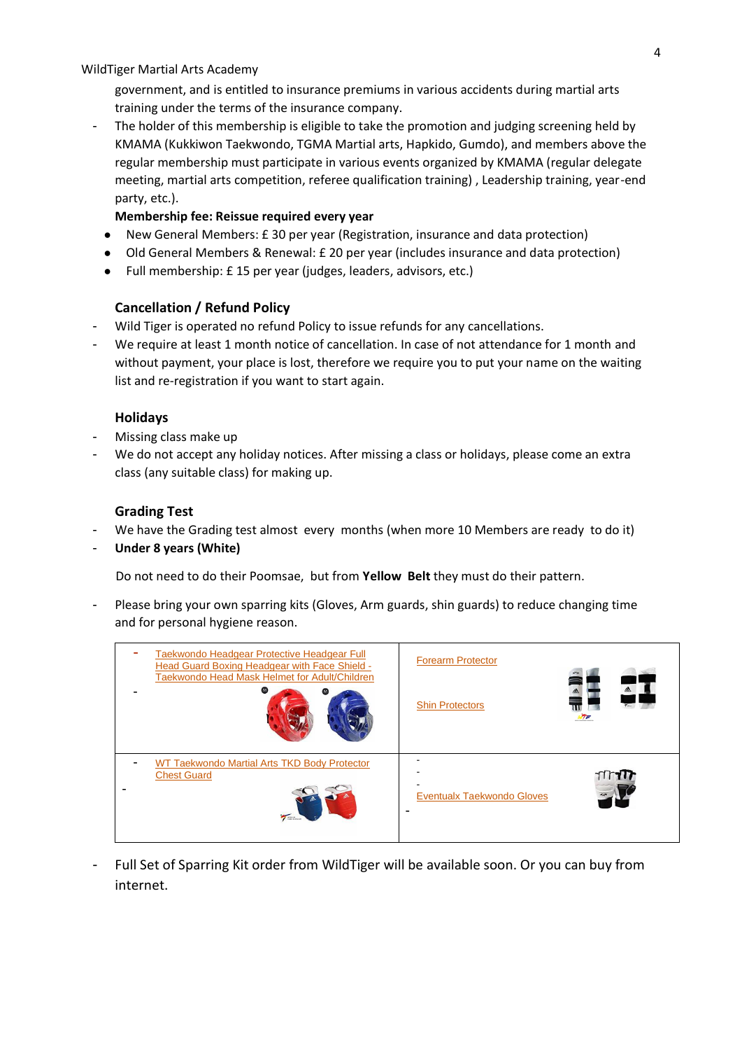government, and is entitled to insurance premiums in various accidents during martial arts training under the terms of the insurance company.

- The holder of this membership is eligible to take the promotion and judging screening held by KMAMA (Kukkiwon Taekwondo, TGMA Martial arts, Hapkido, Gumdo), and members above the regular membership must participate in various events organized by KMAMA (regular delegate meeting, martial arts competition, referee qualification training) , Leadership training, year-end party, etc.).

**Membership fee: Reissue required every year**

- New General Members: £ 30 per year (Registration, insurance and data protection)
- Old General Members & Renewal: £ 20 per year (includes insurance and data protection)
- Full membership: £ 15 per year (judges, leaders, advisors, etc.)

### Cancellation / Refund Policy

- Wild Tiger is operated no refund Policy to issue refunds for any cancellations.
- We require at least 1 month notice of cancellation. In case of not attendance for 1 month and without payment, your place is lost, therefore we require you to put your name on the waiting list and re-registration if you want to start again.

### Holidays

- Missing class make up
- We do not accept any holiday notices. After missing a class or holidays, please come an extra class (any suitable class) for making up.

### Grading Test

- We have the Grading test almost every months (when more 10 Members are ready to do it)
- **Under 8 years (White)**

Do not need to do their Poomsae, but from **Yellow Belt** they must do their pattern.

- Please bring your own sparring kits (Gloves, Arm guards, shin guards) to reduce changing time and for personal hygiene reason.

| | |
|---|---|
| - Taekwondo Headgear Protective Headgear Full Head Guard Boxing Headgear with Face Shield - Taekwondo Head Mask Helmet for Adult/Children | Forearm Protector<br>Shin Protectors |
| - WT Taekwondo Martial Arts TKD Body Protector Chest Guard | Eventualx Taekwondo Gloves |

- Full Set of Sparring Kit order from WildTiger will be available soon. Or you can buy from internet.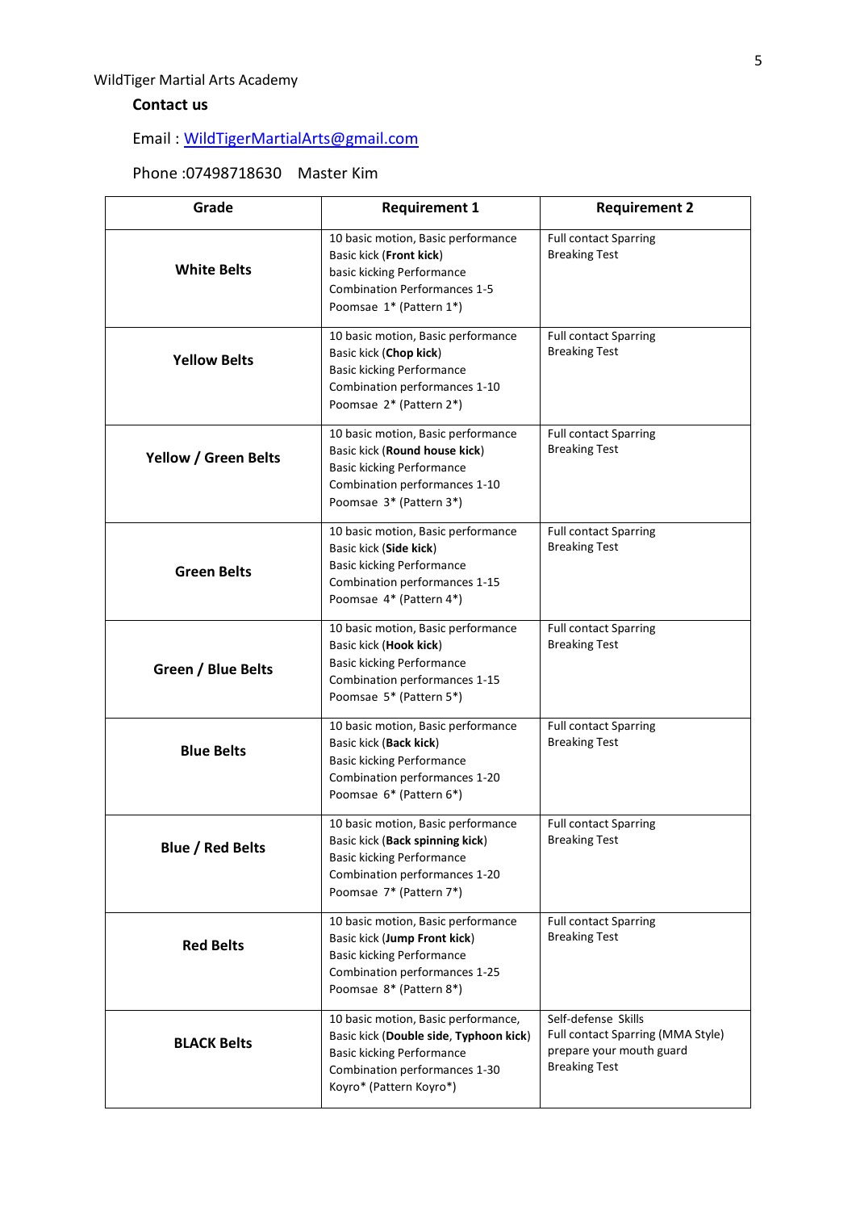WildTiger Martial Arts Academy

**Contact us**

Email : WildTigerMartialArts@gmail.com

Phone :07498718630 Master Kim

| Grade | Requirement 1 | Requirement 2 |
|---|---|---|
| **White Belts** | 10 basic motion, Basic performance<br>Basic kick (**Front kick**)<br>basic kicking Performance<br>Combination Performances 1-5<br>Poomsae 1* (Pattern 1*) | Full contact Sparring<br>Breaking Test |
| **Yellow Belts** | 10 basic motion, Basic performance<br>Basic kick (**Chop kick**)<br>Basic kicking Performance<br>Combination performances 1-10<br>Poomsae 2* (Pattern 2*) | Full contact Sparring<br>Breaking Test |
| **Yellow / Green Belts** | 10 basic motion, Basic performance<br>Basic kick (**Round house kick**)<br>Basic kicking Performance<br>Combination performances 1-10<br>Poomsae 3* (Pattern 3*) | Full contact Sparring<br>Breaking Test |
| **Green Belts** | 10 basic motion, Basic performance<br>Basic kick (**Side kick**)<br>Basic kicking Performance<br>Combination performances 1-15<br>Poomsae 4* (Pattern 4*) | Full contact Sparring<br>Breaking Test |
| **Green / Blue Belts** | 10 basic motion, Basic performance<br>Basic kick (**Hook kick**)<br>Basic kicking Performance<br>Combination performances 1-15<br>Poomsae 5* (Pattern 5*) | Full contact Sparring<br>Breaking Test |
| **Blue Belts** | 10 basic motion, Basic performance<br>Basic kick (**Back kick**)<br>Basic kicking Performance<br>Combination performances 1-20<br>Poomsae 6* (Pattern 6*) | Full contact Sparring<br>Breaking Test |
| **Blue / Red Belts** | 10 basic motion, Basic performance<br>Basic kick (**Back spinning kick**)<br>Basic kicking Performance<br>Combination performances 1-20<br>Poomsae 7* (Pattern 7*) | Full contact Sparring<br>Breaking Test |
| **Red Belts** | 10 basic motion, Basic performance<br>Basic kick (**Jump Front kick**)<br>Basic kicking Performance<br>Combination performances 1-25<br>Poomsae 8* (Pattern 8*) | Full contact Sparring<br>Breaking Test |
| **BLACK Belts** | 10 basic motion, Basic performance,<br>Basic kick (**Double side, Typhoon kick**)<br>Basic kicking Performance<br>Combination performances 1-30<br>Koyro* (Pattern Koyro*) | Self-defense Skills<br>Full contact Sparring (MMA Style)<br>prepare your mouth guard<br>Breaking Test |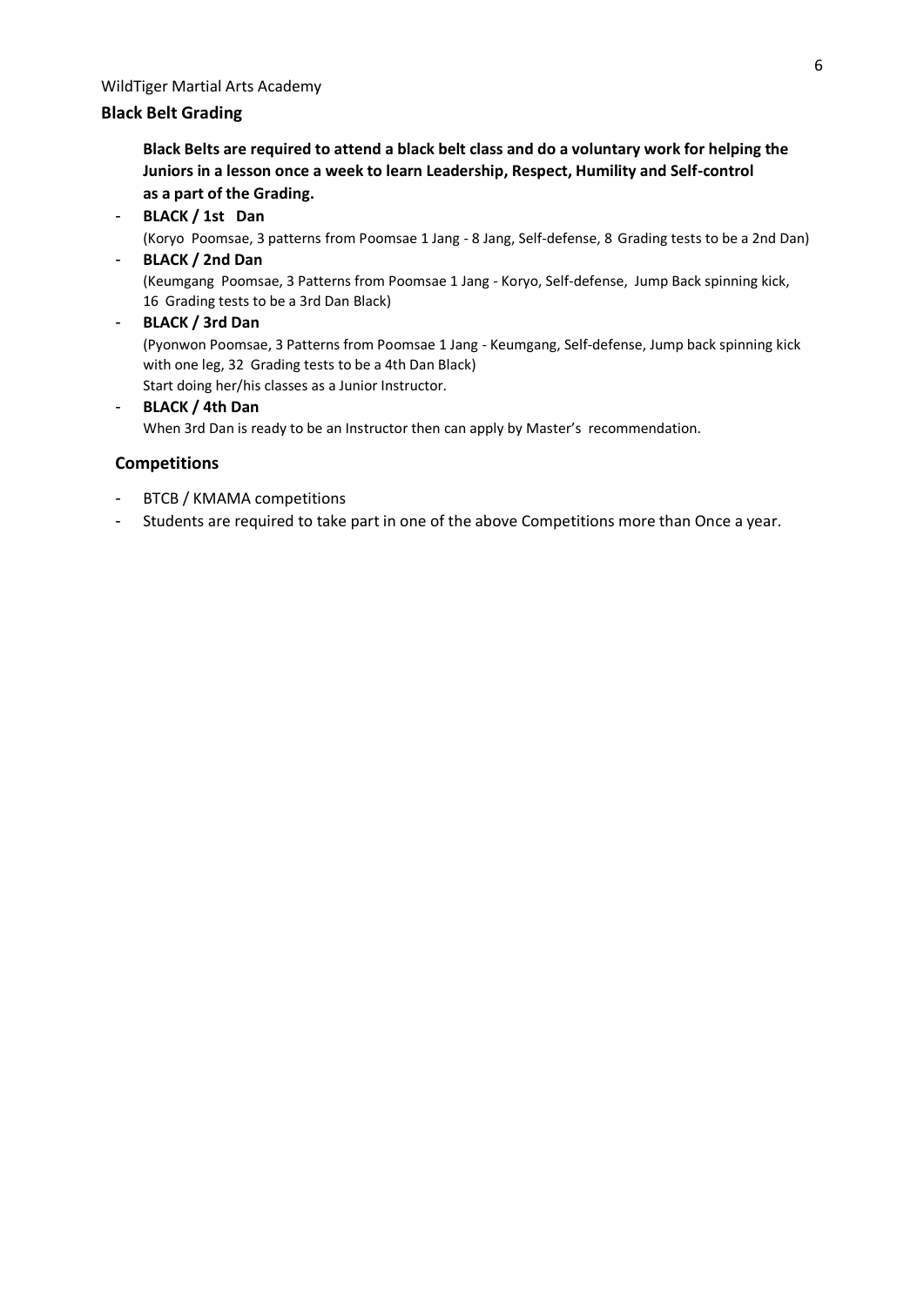WildTiger Martial Arts Academy

## Black Belt Grading

**Black Belts are required to attend a black belt class and do a voluntary work for helping the Juniors in a lesson once a week to learn Leadership, Respect, Humility and Self-control as a part of the Grading.**

- **BLACK / 1st Dan**
  (Koryo Poomsae, 3 patterns from Poomsae 1 Jang - 8 Jang, Self-defense, 8 Grading tests to be a 2nd Dan)
- **BLACK / 2nd Dan**
  (Keumgang Poomsae, 3 Patterns from Poomsae 1 Jang - Koryo, Self-defense, Jump Back spinning kick, 16 Grading tests to be a 3rd Dan Black)
- **BLACK / 3rd Dan**
  (Pyonwon Poomsae, 3 Patterns from Poomsae 1 Jang - Keumgang, Self-defense, Jump back spinning kick with one leg, 32 Grading tests to be a 4th Dan Black)
  Start doing her/his classes as a Junior Instructor.
- **BLACK / 4th Dan**
  When 3rd Dan is ready to be an Instructor then can apply by Master's recommendation.

## Competitions

- BTCB / KMAMA competitions
- Students are required to take part in one of the above Competitions more than Once a year.